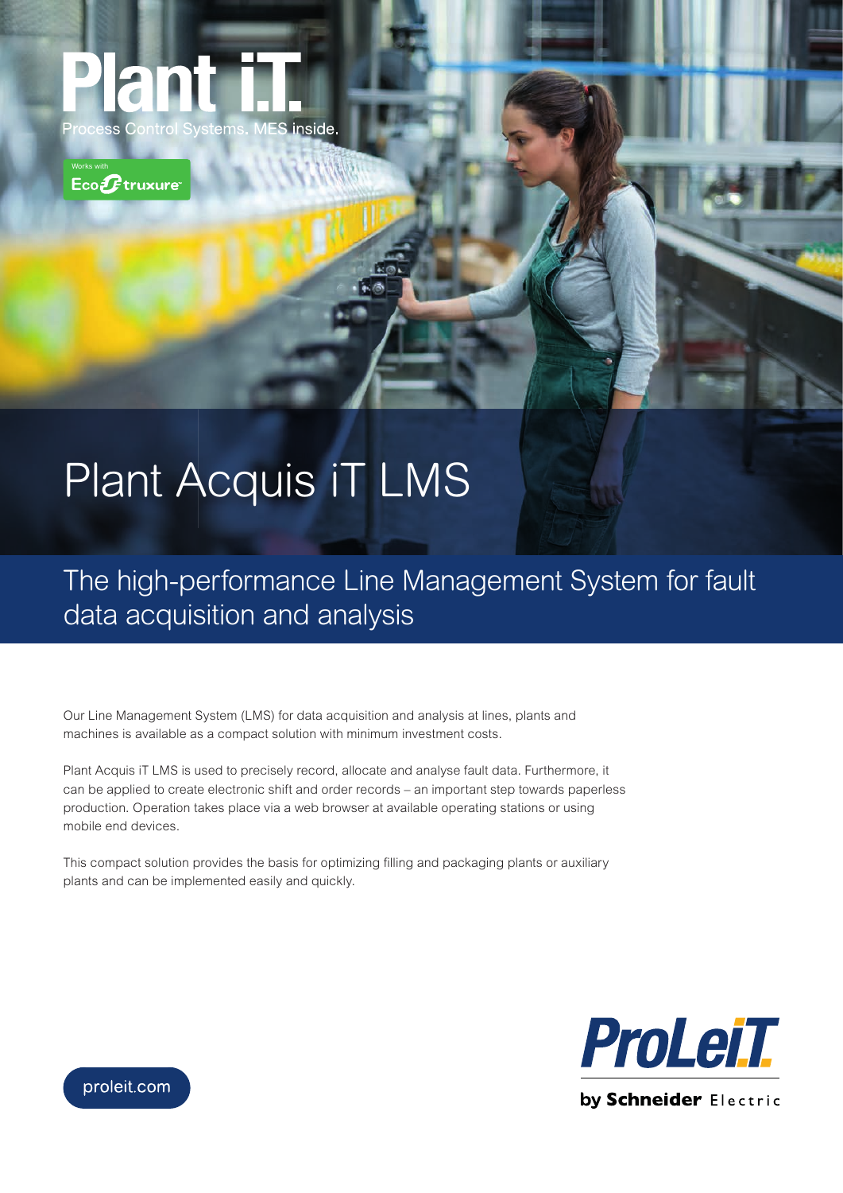# Plant iT

Process Control Systems. MES inside.

Works with EcoStruxure

# Plant Acquis iT LMS

## The high-performance Line Management System for fault data acquisition and analysis

Our Line Management System (LMS) for data acquisition and analysis at lines, plants and machines is available as a compact solution with minimum investment costs.

Plant Acquis iT LMS is used to precisely record, allocate and analyse fault data. Furthermore, it can be applied to create electronic shift and order records – an important step towards paperless production. Operation takes place via a web browser at available operating stations or using mobile end devices.

This compact solution provides the basis for optimizing filling and packaging plants or auxiliary plants and can be implemented easily and quickly.

proleit.com

ProLeiT by Schneider Electric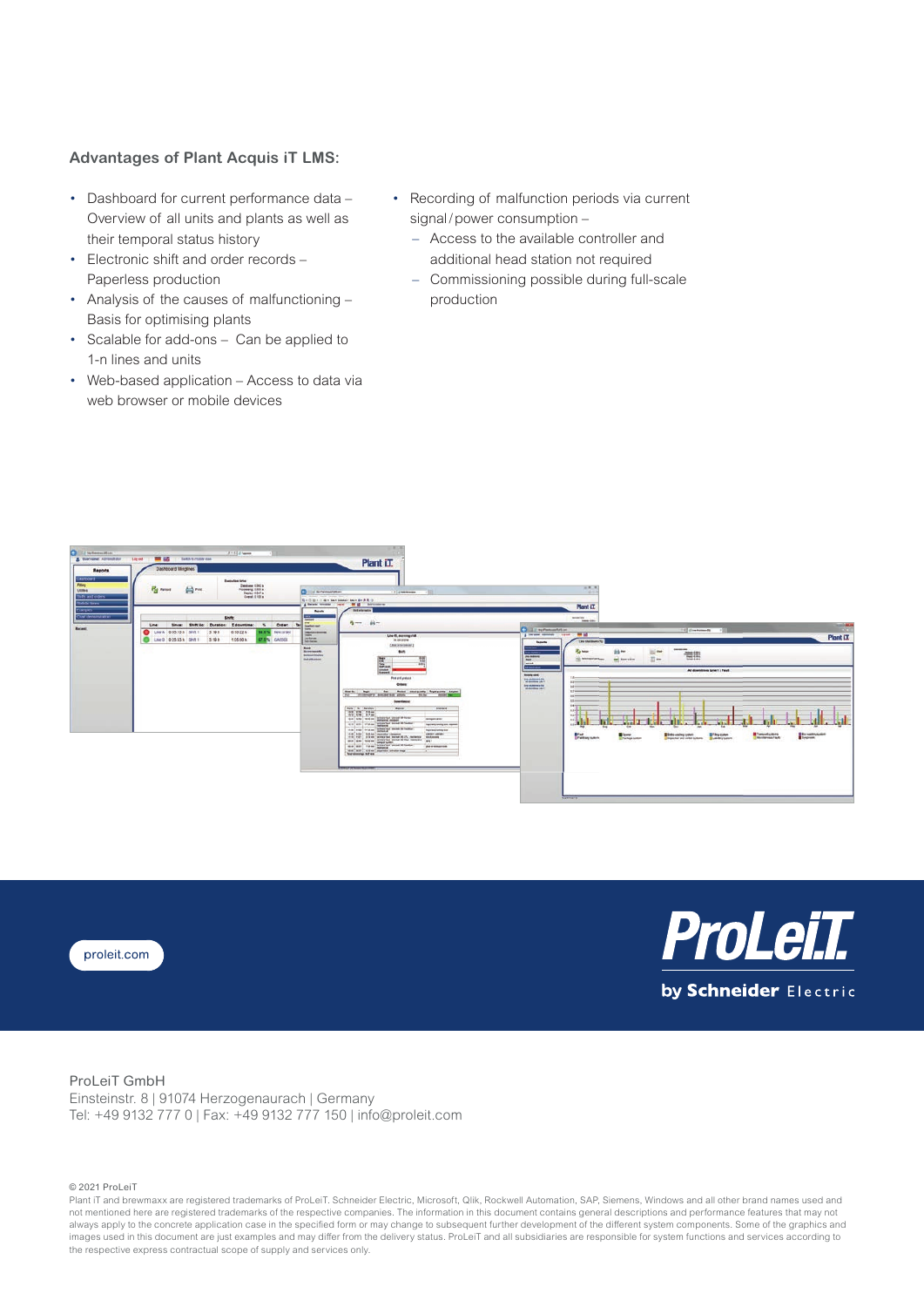### Advantages of Plant Acquis iT LMS:

- Dashboard for current performance data – Overview of all units and plants as well as their temporal status history
- Electronic shift and order records – Paperless production
- Analysis of the causes of malfunctioning – Basis for optimising plants
- Scalable for add-ons – Can be applied to 1-n lines and units
- Web-based application – Access to data via web browser or mobile devices
- Recording of malfunction periods via current signal / power consumption –
  - Access to the available controller and additional head station not required
  - Commissioning possible during full-scale production

proleit.com

ProLeiT
by Schneider Electric

ProLeiT GmbH
Einsteinstr. 8 | 91074 Herzogenaurach | Germany
Tel: +49 9132 777 0 | Fax: +49 9132 777 150 | info@proleit.com

© 2021 ProLeiT
Plant iT and brewmaxx are registered trademarks of ProLeiT. Schneider Electric, Microsoft, Qlik, Rockwell Automation, SAP, Siemens, Windows and all other brand names used and not mentioned here are registered trademarks of the respective companies. The information in this document contains general descriptions and performance features that may not always apply to the concrete application case in the specified form or may change to subsequent further development of the different system components. Some of the graphics and images used in this document are just examples and may differ from the delivery status. ProLeiT and all subsidiaries are responsible for system functions and services according to the respective express contractual scope of supply and services only.